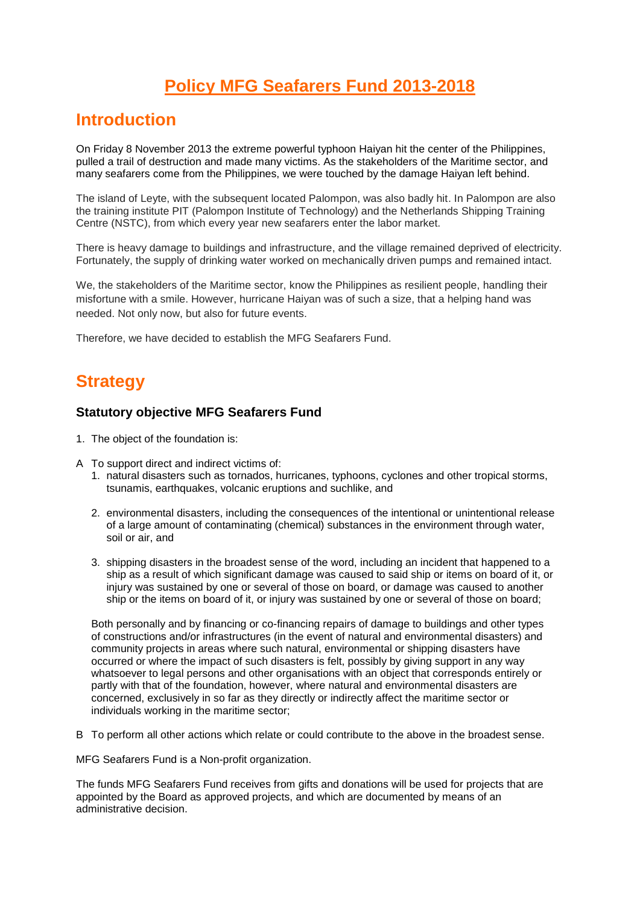# Policy MFG Seafarers Fund 2013-2018

## Introduction

On Friday 8 November 2013 the extreme powerful typhoon Haiyan hit the center of the Philippines, pulled a trail of destruction and made many victims. As the stakeholders of the Maritime sector, and many seafarers come from the Philippines, we were touched by the damage Haiyan left behind.

The island of Leyte, with the subsequent located Palompon, was also badly hit. In Palompon are also the training institute PIT (Palompon Institute of Technology) and the Netherlands Shipping Training Centre (NSTC), from which every year new seafarers enter the labor market.

There is heavy damage to buildings and infrastructure, and the village remained deprived of electricity. Fortunately, the supply of drinking water worked on mechanically driven pumps and remained intact.

We, the stakeholders of the Maritime sector, know the Philippines as resilient people, handling their misfortune with a smile. However, hurricane Haiyan was of such a size, that a helping hand was needed. Not only now, but also for future events.

Therefore, we have decided to establish the MFG Seafarers Fund.

## Strategy

### Statutory objective MFG Seafarers Fund

1. The object of the foundation is:

A To support direct and indirect victims of:

1. natural disasters such as tornados, hurricanes, typhoons, cyclones and other tropical storms, tsunamis, earthquakes, volcanic eruptions and suchlike, and
2. environmental disasters, including the consequences of the intentional or unintentional release of a large amount of contaminating (chemical) substances in the environment through water, soil or air, and
3. shipping disasters in the broadest sense of the word, including an incident that happened to a ship as a result of which significant damage was caused to said ship or items on board of it, or injury was sustained by one or several of those on board, or damage was caused to another ship or the items on board of it, or injury was sustained by one or several of those on board;

Both personally and by financing or co-financing repairs of damage to buildings and other types of constructions and/or infrastructures (in the event of natural and environmental disasters) and community projects in areas where such natural, environmental or shipping disasters have occurred or where the impact of such disasters is felt, possibly by giving support in any way whatsoever to legal persons and other organisations with an object that corresponds entirely or partly with that of the foundation, however, where natural and environmental disasters are concerned, exclusively in so far as they directly or indirectly affect the maritime sector or individuals working in the maritime sector;

B To perform all other actions which relate or could contribute to the above in the broadest sense.

MFG Seafarers Fund is a Non-profit organization.

The funds MFG Seafarers Fund receives from gifts and donations will be used for projects that are appointed by the Board as approved projects, and which are documented by means of an administrative decision.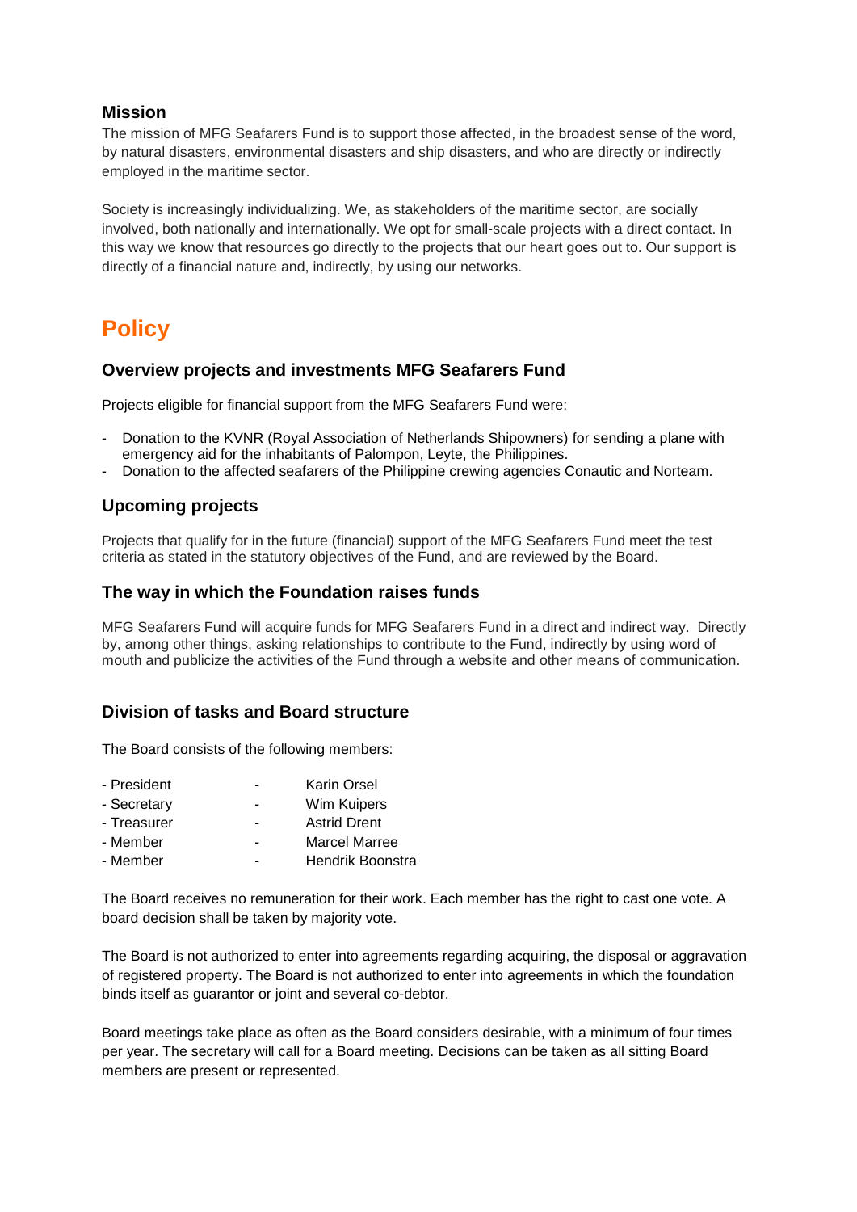### Mission

The mission of MFG Seafarers Fund is to support those affected, in the broadest sense of the word, by natural disasters, environmental disasters and ship disasters, and who are directly or indirectly employed in the maritime sector.

Society is increasingly individualizing. We, as stakeholders of the maritime sector, are socially involved, both nationally and internationally. We opt for small-scale projects with a direct contact. In this way we know that resources go directly to the projects that our heart goes out to. Our support is directly of a financial nature and, indirectly, by using our networks.

## Policy

### Overview projects and investments MFG Seafarers Fund

Projects eligible for financial support from the MFG Seafarers Fund were:

- Donation to the KVNR (Royal Association of Netherlands Shipowners) for sending a plane with emergency aid for the inhabitants of Palompon, Leyte, the Philippines.
- Donation to the affected seafarers of the Philippine crewing agencies Conautic and Norteam.

### Upcoming projects

Projects that qualify for in the future (financial) support of the MFG Seafarers Fund meet the test criteria as stated in the statutory objectives of the Fund, and are reviewed by the Board.

### The way in which the Foundation raises funds

MFG Seafarers Fund will acquire funds for MFG Seafarers Fund in a direct and indirect way. Directly by, among other things, asking relationships to contribute to the Fund, indirectly by using word of mouth and publicize the activities of the Fund through a website and other means of communication.

### Division of tasks and Board structure

The Board consists of the following members:

| | | |
|---|---|---|
| - President | - | Karin Orsel |
| - Secretary | - | Wim Kuipers |
| - Treasurer | - | Astrid Drent |
| - Member | - | Marcel Marree |
| - Member | - | Hendrik Boonstra |

The Board receives no remuneration for their work. Each member has the right to cast one vote. A board decision shall be taken by majority vote.

The Board is not authorized to enter into agreements regarding acquiring, the disposal or aggravation of registered property. The Board is not authorized to enter into agreements in which the foundation binds itself as guarantor or joint and several co-debtor.

Board meetings take place as often as the Board considers desirable, with a minimum of four times per year. The secretary will call for a Board meeting. Decisions can be taken as all sitting Board members are present or represented.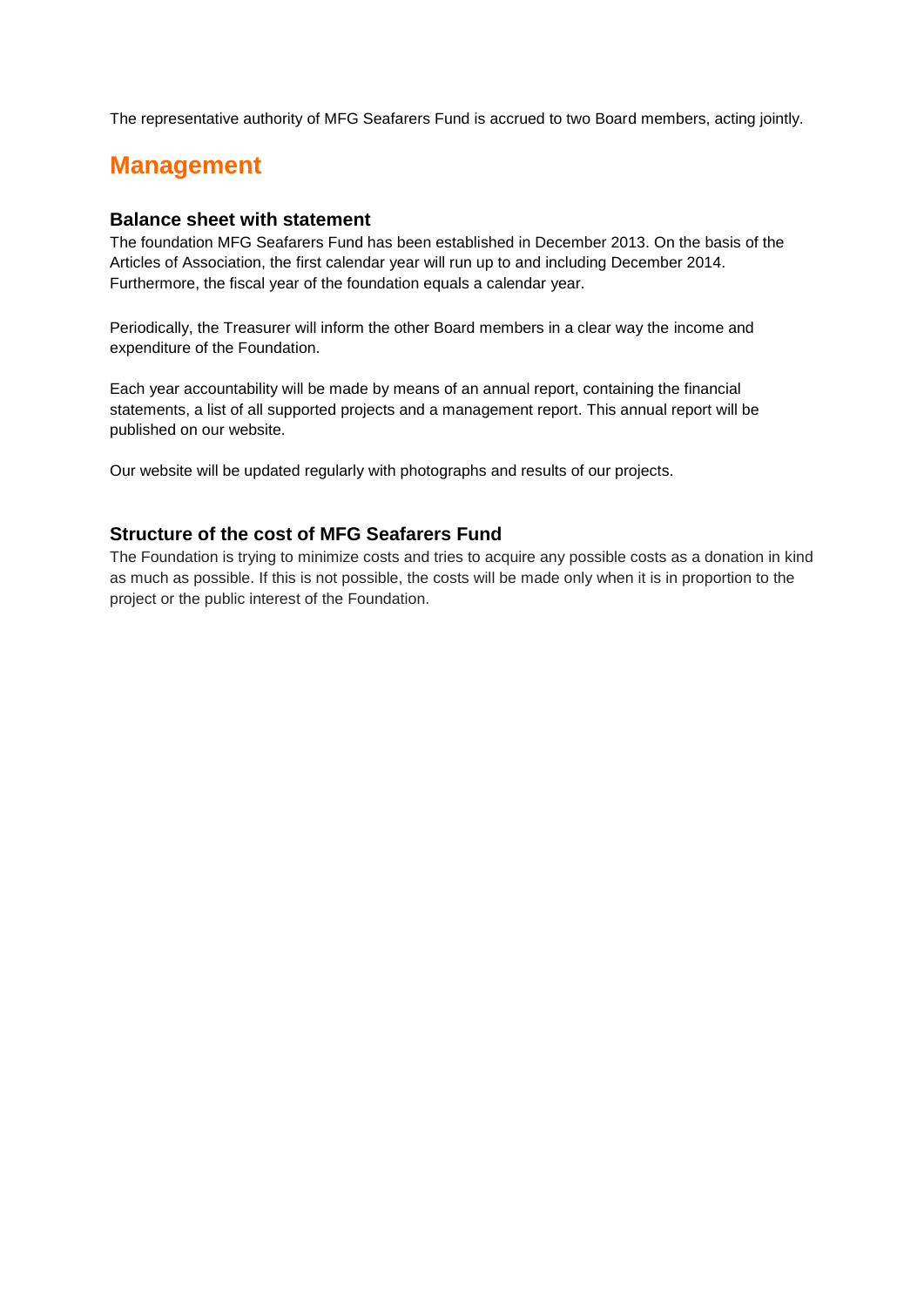The representative authority of MFG Seafarers Fund is accrued to two Board members, acting jointly.

## Management

### Balance sheet with statement

The foundation MFG Seafarers Fund has been established in December 2013. On the basis of the Articles of Association, the first calendar year will run up to and including December 2014. Furthermore, the fiscal year of the foundation equals a calendar year.

Periodically, the Treasurer will inform the other Board members in a clear way the income and expenditure of the Foundation.

Each year accountability will be made by means of an annual report, containing the financial statements, a list of all supported projects and a management report. This annual report will be published on our website.

Our website will be updated regularly with photographs and results of our projects.

### Structure of the cost of MFG Seafarers Fund

The Foundation is trying to minimize costs and tries to acquire any possible costs as a donation in kind as much as possible. If this is not possible, the costs will be made only when it is in proportion to the project or the public interest of the Foundation.